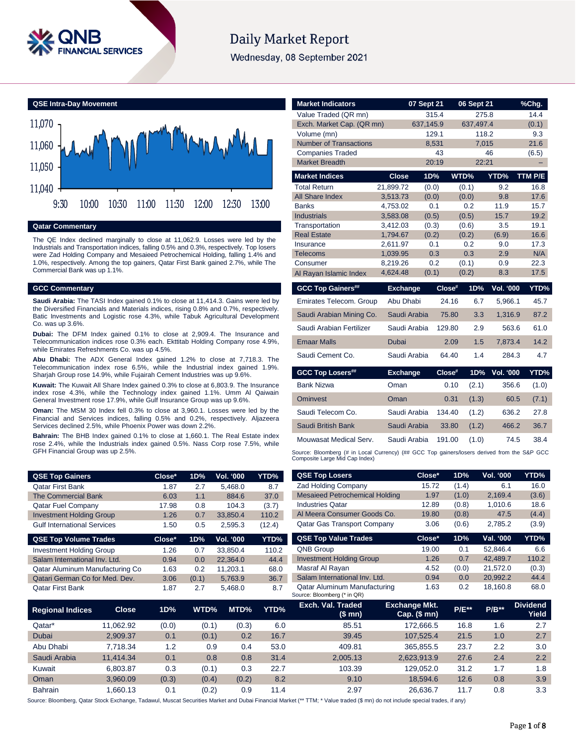# Daily Market Report

Wednesday, 08 September 2021

## QSE Intra-Day Movement

## Qatar Commentary

The QE Index declined marginally to close at 11,062.9. Losses were led by the Industrials and Transportation indices, falling 0.5% and 0.3%, respectively. Top losers were Zad Holding Company and Mesaieed Petrochemical Holding, falling 1.4% and 1.0%, respectively. Among the top gainers, Qatar First Bank gained 2.7%, while The Commercial Bank was up 1.1%.

## GCC Commentary

**Saudi Arabia:** The TASI Index gained 0.1% to close at 11,414.3. Gains were led by the Diversified Financials and Materials indices, rising 0.8% and 0.7%, respectively. Batic Investments and Logistic rose 4.3%, while Tabuk Agricultural Development Co. was up 3.6%.

**Dubai:** The DFM Index gained 0.1% to close at 2,909.4. The Insurance and Telecommunication indices rose 0.3% each. Ekttitab Holding Company rose 4.9%, while Emirates Refreshments Co. was up 4.5%.

**Abu Dhabi:** The ADX General Index gained 1.2% to close at 7,718.3. The Telecommunication index rose 6.5%, while the Industrial index gained 1.9%. Sharjah Group rose 14.9%, while Fujairah Cement Industries was up 9.6%.

**Kuwait:** The Kuwait All Share Index gained 0.3% to close at 6,803.9. The Insurance index rose 4.3%, while the Technology index gained 1.1%. Umm Al Qaiwain General Investment rose 17.9%, while Gulf Insurance Group was up 9.6%.

**Oman:** The MSM 30 Index fell 0.3% to close at 3,960.1. Losses were led by the Financial and Services indices, falling 0.5% and 0.2%, respectively. Aljazeera Services declined 2.5%, while Phoenix Power was down 2.2%.

**Bahrain:** The BHB Index gained 0.1% to close at 1,660.1. The Real Estate index rose 2.4%, while the Industrials index gained 0.5%. Nass Corp rose 7.5%, while GFH Financial Group was up 2.5%.

| Market Indicators | 07 Sept 21 | 06 Sept 21 | %Chg. |
|---|---|---|---|
| Value Traded (QR mn) | 315.4 | 275.8 | 14.4 |
| Exch. Market Cap. (QR mn) | 637,145.9 | 637,497.4 | (0.1) |
| Volume (mn) | 129.1 | 118.2 | 9.3 |
| Number of Transactions | 8,531 | 7,015 | 21.6 |
| Companies Traded | 43 | 46 | (6.5) |
| Market Breadth | 20:19 | 22:21 | – |

| Market Indices | Close | 1D% | WTD% | YTD% | TTM P/E |
|---|---|---|---|---|---|
| Total Return | 21,899.72 | (0.0) | (0.1) | 9.2 | 16.8 |
| All Share Index | 3,513.73 | (0.0) | (0.0) | 9.8 | 17.6 |
| Banks | 4,753.02 | 0.1 | 0.2 | 11.9 | 15.7 |
| Industrials | 3,583.08 | (0.5) | (0.5) | 15.7 | 19.2 |
| Transportation | 3,412.03 | (0.3) | (0.6) | 3.5 | 19.1 |
| Real Estate | 1,794.67 | (0.2) | (0.2) | (6.9) | 16.6 |
| Insurance | 2,611.97 | 0.1 | 0.2 | 9.0 | 17.3 |
| Telecoms | 1,039.95 | 0.3 | 0.3 | 2.9 | N/A |
| Consumer | 8,219.26 | 0.2 | (0.1) | 0.9 | 22.3 |
| Al Rayan Islamic Index | 4,624.48 | (0.1) | (0.2) | 8.3 | 17.5 |

| GCC Top Gainers## | Exchange | Close# | 1D% | Vol. '000 | YTD% |
|---|---|---|---|---|---|
| Emirates Telecom. Group | Abu Dhabi | 24.16 | 6.7 | 5,966.1 | 45.7 |
| Saudi Arabian Mining Co. | Saudi Arabia | 75.80 | 3.3 | 1,316.9 | 87.2 |
| Saudi Arabian Fertilizer | Saudi Arabia | 129.80 | 2.9 | 563.6 | 61.0 |
| Emaar Malls | Dubai | 2.09 | 1.5 | 7,873.4 | 14.2 |
| Saudi Cement Co. | Saudi Arabia | 64.40 | 1.4 | 284.3 | 4.7 |

| GCC Top Losers## | Exchange | Close# | 1D% | Vol. '000 | YTD% |
|---|---|---|---|---|---|
| Bank Nizwa | Oman | 0.10 | (2.1) | 356.6 | (1.0) |
| Ominvest | Oman | 0.31 | (1.3) | 60.5 | (7.1) |
| Saudi Telecom Co. | Saudi Arabia | 134.40 | (1.2) | 636.2 | 27.8 |
| Saudi British Bank | Saudi Arabia | 33.80 | (1.2) | 466.2 | 36.7 |
| Mouwasat Medical Serv. | Saudi Arabia | 191.00 | (1.0) | 74.5 | 38.4 |

Source: Bloomberg (# in Local Currency) (## GCC Top gainers/losers derived from the S&P GCC Composite Large Mid Cap Index)

| QSE Top Gainers | Close* | 1D% | Vol. '000 | YTD% |
|---|---|---|---|---|
| Qatar First Bank | 1.87 | 2.7 | 5,468.0 | 8.7 |
| The Commercial Bank | 6.03 | 1.1 | 884.6 | 37.0 |
| Qatar Fuel Company | 17.98 | 0.8 | 104.3 | (3.7) |
| Investment Holding Group | 1.26 | 0.7 | 33,850.4 | 110.2 |
| Gulf International Services | 1.50 | 0.5 | 2,595.3 | (12.4) |

| QSE Top Volume Trades | Close* | 1D% | Vol. '000 | YTD% |
|---|---|---|---|---|
| Investment Holding Group | 1.26 | 0.7 | 33,850.4 | 110.2 |
| Salam International Inv. Ltd. | 0.94 | 0.0 | 22,364.0 | 44.4 |
| Qatar Aluminum Manufacturing Co | 1.63 | 0.2 | 11,203.1 | 68.0 |
| Qatari German Co for Med. Dev. | 3.06 | (0.1) | 5,763.9 | 36.7 |
| Qatar First Bank | 1.87 | 2.7 | 5,468.0 | 8.7 |

| QSE Top Losers | Close* | 1D% | Vol. '000 | YTD% |
|---|---|---|---|---|
| Zad Holding Company | 15.72 | (1.4) | 6.1 | 16.0 |
| Mesaieed Petrochemical Holding | 1.97 | (1.0) | 2,169.4 | (3.6) |
| Industries Qatar | 12.89 | (0.8) | 1,010.6 | 18.6 |
| Al Meera Consumer Goods Co. | 19.80 | (0.8) | 47.5 | (4.4) |
| Qatar Gas Transport Company | 3.06 | (0.6) | 2,785.2 | (3.9) |

| QSE Top Value Trades | Close* | 1D% | Val. '000 | YTD% |
|---|---|---|---|---|
| QNB Group | 19.00 | 0.1 | 52,846.4 | 6.6 |
| Investment Holding Group | 1.26 | 0.7 | 42,489.7 | 110.2 |
| Masraf Al Rayan | 4.52 | (0.0) | 21,572.0 | (0.3) |
| Salam International Inv. Ltd. | 0.94 | 0.0 | 20,992.2 | 44.4 |
| Qatar Aluminum Manufacturing | 1.63 | 0.2 | 18,160.8 | 68.0 |

Source: Bloomberg (* in QR)

| Regional Indices | Close | 1D% | WTD% | MTD% | YTD% | Exch. Val. Traded ($ mn) | Exchange Mkt. Cap. ($ mn) | P/E** | P/B** | Dividend Yield |
|---|---|---|---|---|---|---|---|---|---|---|
| Qatar* | 11,062.92 | (0.0) | (0.1) | (0.3) | 6.0 | 85.51 | 172,666.5 | 16.8 | 1.6 | 2.7 |
| Dubai | 2,909.37 | 0.1 | (0.1) | 0.2 | 16.7 | 39.45 | 107,525.4 | 21.5 | 1.0 | 2.7 |
| Abu Dhabi | 7,718.34 | 1.2 | 0.9 | 0.4 | 53.0 | 409.81 | 365,855.5 | 23.7 | 2.2 | 3.0 |
| Saudi Arabia | 11,414.34 | 0.1 | 0.8 | 0.8 | 31.4 | 2,005.13 | 2,623,913.9 | 27.6 | 2.4 | 2.2 |
| Kuwait | 6,803.87 | 0.3 | (0.1) | 0.3 | 22.7 | 103.39 | 129,052.0 | 31.2 | 1.7 | 1.8 |
| Oman | 3,960.09 | (0.3) | (0.4) | (0.2) | 8.2 | 9.10 | 18,594.6 | 12.6 | 0.8 | 3.9 |
| Bahrain | 1,660.13 | 0.1 | (0.2) | 0.9 | 11.4 | 2.97 | 26,636.7 | 11.7 | 0.8 | 3.3 |

Source: Bloomberg, Qatar Stock Exchange, Tadawul, Muscat Securities Market and Dubai Financial Market (** TTM; * Value traded ($ mn) do not include special trades, if any)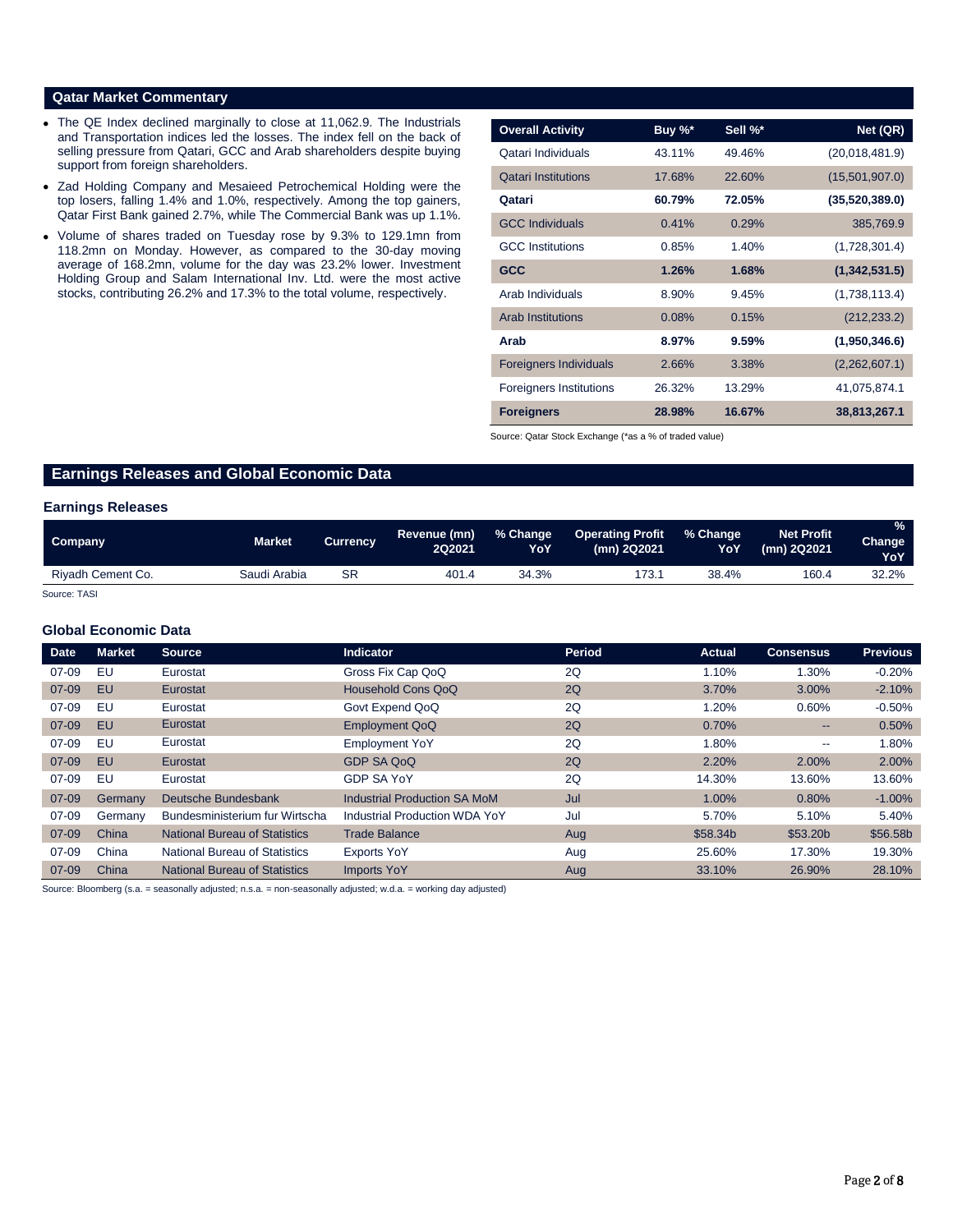## Qatar Market Commentary

- The QE Index declined marginally to close at 11,062.9. The Industrials and Transportation indices led the losses. The index fell on the back of selling pressure from Qatari, GCC and Arab shareholders despite buying support from foreign shareholders.
- Zad Holding Company and Mesaieed Petrochemical Holding were the top losers, falling 1.4% and 1.0%, respectively. Among the top gainers, Qatar First Bank gained 2.7%, while The Commercial Bank was up 1.1%.
- Volume of shares traded on Tuesday rose by 9.3% to 129.1mn from 118.2mn on Monday. However, as compared to the 30-day moving average of 168.2mn, volume for the day was 23.2% lower. Investment Holding Group and Salam International Inv. Ltd. were the most active stocks, contributing 26.2% and 17.3% to the total volume, respectively.

| Overall Activity | Buy %* | Sell %* | Net (QR) |
|---|---|---|---|
| Qatari Individuals | 43.11% | 49.46% | (20,018,481.9) |
| Qatari Institutions | 17.68% | 22.60% | (15,501,907.0) |
| **Qatari** | **60.79%** | **72.05%** | **(35,520,389.0)** |
| GCC Individuals | 0.41% | 0.29% | 385,769.9 |
| GCC Institutions | 0.85% | 1.40% | (1,728,301.4) |
| **GCC** | **1.26%** | **1.68%** | **(1,342,531.5)** |
| Arab Individuals | 8.90% | 9.45% | (1,738,113.4) |
| Arab Institutions | 0.08% | 0.15% | (212,233.2) |
| **Arab** | **8.97%** | **9.59%** | **(1,950,346.6)** |
| Foreigners Individuals | 2.66% | 3.38% | (2,262,607.1) |
| Foreigners Institutions | 26.32% | 13.29% | 41,075,874.1 |
| **Foreigners** | **28.98%** | **16.67%** | **38,813,267.1** |

Source: Qatar Stock Exchange (*as a % of traded value)

## Earnings Releases and Global Economic Data

### Earnings Releases

| Company | Market | Currency | Revenue (mn) 2Q2021 | % Change YoY | Operating Profit (mn) 2Q2021 | % Change YoY | Net Profit (mn) 2Q2021 | % Change YoY |
|---|---|---|---|---|---|---|---|---|
| Riyadh Cement Co. | Saudi Arabia | SR | 401.4 | 34.3% | 173.1 | 38.4% | 160.4 | 32.2% |

Source: TASI

### Global Economic Data

| Date | Market | Source | Indicator | Period | Actual | Consensus | Previous |
|---|---|---|---|---|---|---|---|
| 07-09 | EU | Eurostat | Gross Fix Cap QoQ | 2Q | 1.10% | 1.30% | -0.20% |
| 07-09 | EU | Eurostat | Household Cons QoQ | 2Q | 3.70% | 3.00% | -2.10% |
| 07-09 | EU | Eurostat | Govt Expend QoQ | 2Q | 1.20% | 0.60% | -0.50% |
| 07-09 | EU | Eurostat | Employment QoQ | 2Q | 0.70% | -- | 0.50% |
| 07-09 | EU | Eurostat | Employment YoY | 2Q | 1.80% | -- | 1.80% |
| 07-09 | EU | Eurostat | GDP SA QoQ | 2Q | 2.20% | 2.00% | 2.00% |
| 07-09 | EU | Eurostat | GDP SA YoY | 2Q | 14.30% | 13.60% | 13.60% |
| 07-09 | Germany | Deutsche Bundesbank | Industrial Production SA MoM | Jul | 1.00% | 0.80% | -1.00% |
| 07-09 | Germany | Bundesministerium fur Wirtscha | Industrial Production WDA YoY | Jul | 5.70% | 5.10% | 5.40% |
| 07-09 | China | National Bureau of Statistics | Trade Balance | Aug | $58.34b | $53.20b | $56.58b |
| 07-09 | China | National Bureau of Statistics | Exports YoY | Aug | 25.60% | 17.30% | 19.30% |
| 07-09 | China | National Bureau of Statistics | Imports YoY | Aug | 33.10% | 26.90% | 28.10% |

Source: Bloomberg (s.a. = seasonally adjusted; n.s.a. = non-seasonally adjusted; w.d.a. = working day adjusted)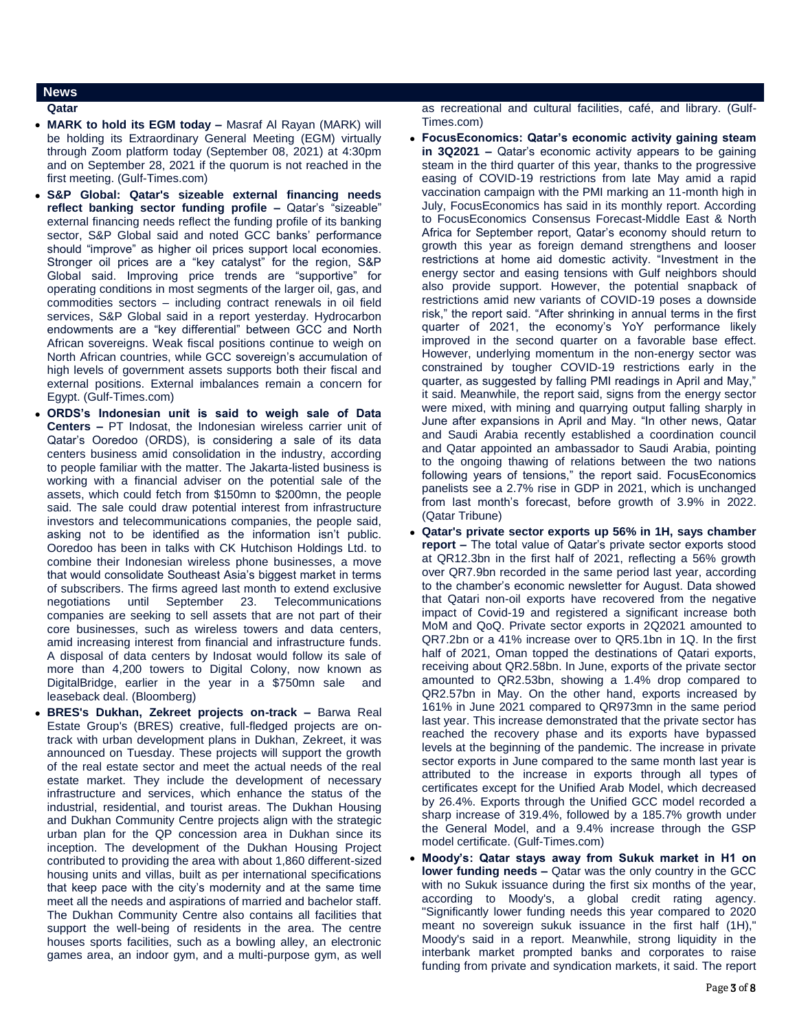## News

### Qatar

- **MARK to hold its EGM today –** Masraf Al Rayan (MARK) will be holding its Extraordinary General Meeting (EGM) virtually through Zoom platform today (September 08, 2021) at 4:30pm and on September 28, 2021 if the quorum is not reached in the first meeting. (Gulf-Times.com)
- **S&P Global: Qatar's sizeable external financing needs reflect banking sector funding profile –** Qatar's "sizeable" external financing needs reflect the funding profile of its banking sector, S&P Global said and noted GCC banks' performance should "improve" as higher oil prices support local economies. Stronger oil prices are a "key catalyst" for the region, S&P Global said. Improving price trends are "supportive" for operating conditions in most segments of the larger oil, gas, and commodities sectors – including contract renewals in oil field services, S&P Global said in a report yesterday. Hydrocarbon endowments are a "key differential" between GCC and North African sovereigns. Weak fiscal positions continue to weigh on North African countries, while GCC sovereign's accumulation of high levels of government assets supports both their fiscal and external positions. External imbalances remain a concern for Egypt. (Gulf-Times.com)
- **ORDS's Indonesian unit is said to weigh sale of Data Centers –** PT Indosat, the Indonesian wireless carrier unit of Qatar's Ooredoo (ORDS), is considering a sale of its data centers business amid consolidation in the industry, according to people familiar with the matter. The Jakarta-listed business is working with a financial adviser on the potential sale of the assets, which could fetch from \$150mn to \$200mn, the people said. The sale could draw potential interest from infrastructure investors and telecommunications companies, the people said, asking not to be identified as the information isn't public. Ooredoo has been in talks with CK Hutchison Holdings Ltd. to combine their Indonesian wireless phone businesses, a move that would consolidate Southeast Asia's biggest market in terms of subscribers. The firms agreed last month to extend exclusive negotiations until September 23. Telecommunications companies are seeking to sell assets that are not part of their core businesses, such as wireless towers and data centers, amid increasing interest from financial and infrastructure funds. A disposal of data centers by Indosat would follow its sale of more than 4,200 towers to Digital Colony, now known as DigitalBridge, earlier in the year in a \$750mn sale and leaseback deal. (Bloomberg)
- **BRES's Dukhan, Zekreet projects on-track –** Barwa Real Estate Group's (BRES) creative, full-fledged projects are on-track with urban development plans in Dukhan, Zekreet, it was announced on Tuesday. These projects will support the growth of the real estate sector and meet the actual needs of the real estate market. They include the development of necessary infrastructure and services, which enhance the status of the industrial, residential, and tourist areas. The Dukhan Housing and Dukhan Community Centre projects align with the strategic urban plan for the QP concession area in Dukhan since its inception. The development of the Dukhan Housing Project contributed to providing the area with about 1,860 different-sized housing units and villas, built as per international specifications that keep pace with the city's modernity and at the same time meet all the needs and aspirations of married and bachelor staff. The Dukhan Community Centre also contains all facilities that support the well-being of residents in the area. The centre houses sports facilities, such as a bowling alley, an electronic games area, an indoor gym, and a multi-purpose gym, as well as recreational and cultural facilities, café, and library. (Gulf-Times.com)
- **FocusEconomics: Qatar's economic activity gaining steam in 3Q2021 –** Qatar's economic activity appears to be gaining steam in the third quarter of this year, thanks to the progressive easing of COVID-19 restrictions from late May amid a rapid vaccination campaign with the PMI marking an 11-month high in July, FocusEconomics has said in its monthly report. According to FocusEconomics Consensus Forecast-Middle East & North Africa for September report, Qatar's economy should return to growth this year as foreign demand strengthens and looser restrictions at home aid domestic activity. "Investment in the energy sector and easing tensions with Gulf neighbors should also provide support. However, the potential snapback of restrictions amid new variants of COVID-19 poses a downside risk," the report said. "After shrinking in annual terms in the first quarter of 2021, the economy's YoY performance likely improved in the second quarter on a favorable base effect. However, underlying momentum in the non-energy sector was constrained by tougher COVID-19 restrictions early in the quarter, as suggested by falling PMI readings in April and May," it said. Meanwhile, the report said, signs from the energy sector were mixed, with mining and quarrying output falling sharply in June after expansions in April and May. "In other news, Qatar and Saudi Arabia recently established a coordination council and Qatar appointed an ambassador to Saudi Arabia, pointing to the ongoing thawing of relations between the two nations following years of tensions," the report said. FocusEconomics panelists see a 2.7% rise in GDP in 2021, which is unchanged from last month's forecast, before growth of 3.9% in 2022. (Qatar Tribune)
- **Qatar's private sector exports up 56% in 1H, says chamber report –** The total value of Qatar's private sector exports stood at QR12.3bn in the first half of 2021, reflecting a 56% growth over QR7.9bn recorded in the same period last year, according to the chamber's economic newsletter for August. Data showed that Qatari non-oil exports have recovered from the negative impact of Covid-19 and registered a significant increase both MoM and QoQ. Private sector exports in 2Q2021 amounted to QR7.2bn or a 41% increase over to QR5.1bn in 1Q. In the first half of 2021, Oman topped the destinations of Qatari exports, receiving about QR2.58bn. In June, exports of the private sector amounted to QR2.53bn, showing a 1.4% drop compared to QR2.57bn in May. On the other hand, exports increased by 161% in June 2021 compared to QR973mn in the same period last year. This increase demonstrated that the private sector has reached the recovery phase and its exports have bypassed levels at the beginning of the pandemic. The increase in private sector exports in June compared to the same month last year is attributed to the increase in exports through all types of certificates except for the Unified Arab Model, which decreased by 26.4%. Exports through the Unified GCC model recorded a sharp increase of 319.4%, followed by a 185.7% growth under the General Model, and a 9.4% increase through the GSP model certificate. (Gulf-Times.com)
- **Moody's: Qatar stays away from Sukuk market in H1 on lower funding needs –** Qatar was the only country in the GCC with no Sukuk issuance during the first six months of the year, according to Moody's, a global credit rating agency. "Significantly lower funding needs this year compared to 2020 meant no sovereign sukuk issuance in the first half (1H)," Moody's said in a report. Meanwhile, strong liquidity in the interbank market prompted banks and corporates to raise funding from private and syndication markets, it said. The report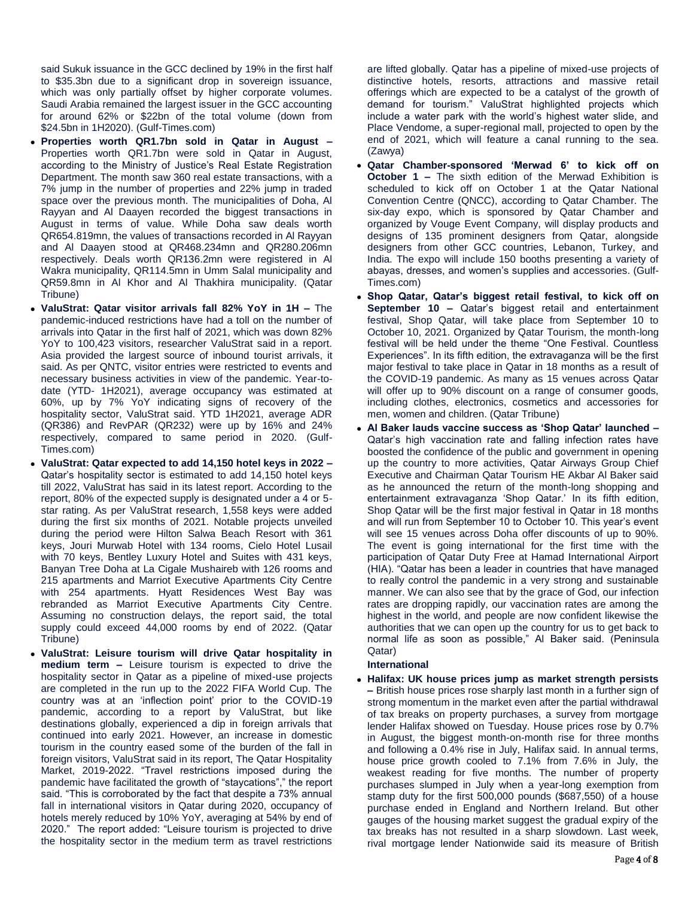said Sukuk issuance in the GCC declined by 19% in the first half to $35.3bn due to a significant drop in sovereign issuance, which was only partially offset by higher corporate volumes. Saudi Arabia remained the largest issuer in the GCC accounting for around 62% or $22bn of the total volume (down from $24.5bn in 1H2020). (Gulf-Times.com)

- **Properties worth QR1.7bn sold in Qatar in August –** Properties worth QR1.7bn were sold in Qatar in August, according to the Ministry of Justice's Real Estate Registration Department. The month saw 360 real estate transactions, with a 7% jump in the number of properties and 22% jump in traded space over the previous month. The municipalities of Doha, Al Rayyan and Al Daayen recorded the biggest transactions in August in terms of value. While Doha saw deals worth QR654.819mn, the values of transactions recorded in Al Rayyan and Al Daayen stood at QR468.234mn and QR280.206mn respectively. Deals worth QR136.2mn were registered in Al Wakra municipality, QR114.5mn in Umm Salal municipality and QR59.8mn in Al Khor and Al Thakhira municipality. (Qatar Tribune)
- **ValuStrat: Qatar visitor arrivals fall 82% YoY in 1H –** The pandemic-induced restrictions have had a toll on the number of arrivals into Qatar in the first half of 2021, which was down 82% YoY to 100,423 visitors, researcher ValuStrat said in a report. Asia provided the largest source of inbound tourist arrivals, it said. As per QNTC, visitor entries were restricted to events and necessary business activities in view of the pandemic. Year-to-date (YTD- 1H2021), average occupancy was estimated at 60%, up by 7% YoY indicating signs of recovery of the hospitality sector, ValuStrat said. YTD 1H2021, average ADR (QR386) and RevPAR (QR232) were up by 16% and 24% respectively, compared to same period in 2020. (Gulf-Times.com)
- **ValuStrat: Qatar expected to add 14,150 hotel keys in 2022 –** Qatar's hospitality sector is estimated to add 14,150 hotel keys till 2022, ValuStrat has said in its latest report. According to the report, 80% of the expected supply is designated under a 4 or 5-star rating. As per ValuStrat research, 1,558 keys were added during the first six months of 2021. Notable projects unveiled during the period were Hilton Salwa Beach Resort with 361 keys, Jouri Murwab Hotel with 134 rooms, Cielo Hotel Lusail with 70 keys, Bentley Luxury Hotel and Suites with 431 keys, Banyan Tree Doha at La Cigale Mushaireb with 126 rooms and 215 apartments and Marriot Executive Apartments City Centre with 254 apartments. Hyatt Residences West Bay was rebranded as Marriot Executive Apartments City Centre. Assuming no construction delays, the report said, the total supply could exceed 44,000 rooms by end of 2022. (Qatar Tribune)
- **ValuStrat: Leisure tourism will drive Qatar hospitality in medium term –** Leisure tourism is expected to drive the hospitality sector in Qatar as a pipeline of mixed-use projects are completed in the run up to the 2022 FIFA World Cup. The country was at an 'inflection point' prior to the COVID-19 pandemic, according to a report by ValuStrat, but like destinations globally, experienced a dip in foreign arrivals that continued into early 2021. However, an increase in domestic tourism in the country eased some of the burden of the fall in foreign visitors, ValuStrat said in its report, The Qatar Hospitality Market, 2019-2022. "Travel restrictions imposed during the pandemic have facilitated the growth of "staycations"," the report said. "This is corroborated by the fact that despite a 73% annual fall in international visitors in Qatar during 2020, occupancy of hotels merely reduced by 10% YoY, averaging at 54% by end of 2020." The report added: "Leisure tourism is projected to drive the hospitality sector in the medium term as travel restrictions are lifted globally. Qatar has a pipeline of mixed-use projects of distinctive hotels, resorts, attractions and massive retail offerings which are expected to be a catalyst of the growth of demand for tourism." ValuStrat highlighted projects which include a water park with the world's highest water slide, and Place Vendome, a super-regional mall, projected to open by the end of 2021, which will feature a canal running to the sea. (Zawya)
- **Qatar Chamber-sponsored 'Merwad 6' to kick off on October 1 –** The sixth edition of the Merwad Exhibition is scheduled to kick off on October 1 at the Qatar National Convention Centre (QNCC), according to Qatar Chamber. The six-day expo, which is sponsored by Qatar Chamber and organized by Vouge Event Company, will display products and designs of 135 prominent designers from Qatar, alongside designers from other GCC countries, Lebanon, Turkey, and India. The expo will include 150 booths presenting a variety of abayas, dresses, and women's supplies and accessories. (Gulf-Times.com)
- **Shop Qatar, Qatar's biggest retail festival, to kick off on September 10 –** Qatar's biggest retail and entertainment festival, Shop Qatar, will take place from September 10 to October 10, 2021. Organized by Qatar Tourism, the month-long festival will be held under the theme "One Festival. Countless Experiences". In its fifth edition, the extravaganza will be the first major festival to take place in Qatar in 18 months as a result of the COVID-19 pandemic. As many as 15 venues across Qatar will offer up to 90% discount on a range of consumer goods, including clothes, electronics, cosmetics and accessories for men, women and children. (Qatar Tribune)
- **Al Baker lauds vaccine success as 'Shop Qatar' launched –** Qatar's high vaccination rate and falling infection rates have boosted the confidence of the public and government in opening up the country to more activities, Qatar Airways Group Chief Executive and Chairman Qatar Tourism HE Akbar Al Baker said as he announced the return of the month-long shopping and entertainment extravaganza 'Shop Qatar.' In its fifth edition, Shop Qatar will be the first major festival in Qatar in 18 months and will run from September 10 to October 10. This year's event will see 15 venues across Doha offer discounts of up to 90%. The event is going international for the first time with the participation of Qatar Duty Free at Hamad International Airport (HIA). "Qatar has been a leader in countries that have managed to really control the pandemic in a very strong and sustainable manner. We can also see that by the grace of God, our infection rates are dropping rapidly, our vaccination rates are among the highest in the world, and people are now confident likewise the authorities that we can open up the country for us to get back to normal life as soon as possible," Al Baker said. (Peninsula Qatar)

**International**

- **Halifax: UK house prices jump as market strength persists –** British house prices rose sharply last month in a further sign of strong momentum in the market even after the partial withdrawal of tax breaks on property purchases, a survey from mortgage lender Halifax showed on Tuesday. House prices rose by 0.7% in August, the biggest month-on-month rise for three months and following a 0.4% rise in July, Halifax said. In annual terms, house price growth cooled to 7.1% from 7.6% in July, the weakest reading for five months. The number of property purchases slumped in July when a year-long exemption from stamp duty for the first 500,000 pounds ($687,550) of a house purchase ended in England and Northern Ireland. But other gauges of the housing market suggest the gradual expiry of the tax breaks has not resulted in a sharp slowdown. Last week, rival mortgage lender Nationwide said its measure of British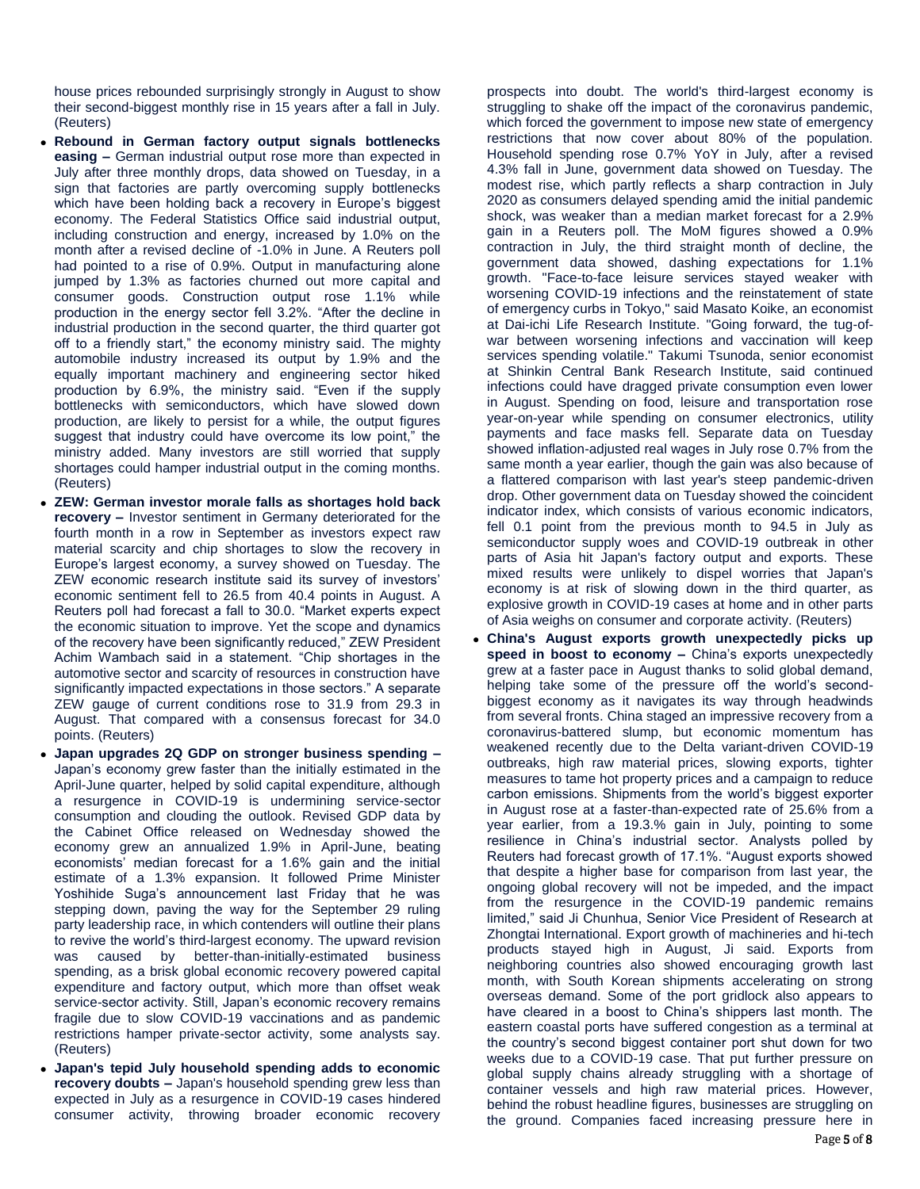house prices rebounded surprisingly strongly in August to show their second-biggest monthly rise in 15 years after a fall in July. (Reuters)

- **Rebound in German factory output signals bottlenecks easing –** German industrial output rose more than expected in July after three monthly drops, data showed on Tuesday, in a sign that factories are partly overcoming supply bottlenecks which have been holding back a recovery in Europe's biggest economy. The Federal Statistics Office said industrial output, including construction and energy, increased by 1.0% on the month after a revised decline of -1.0% in June. A Reuters poll had pointed to a rise of 0.9%. Output in manufacturing alone jumped by 1.3% as factories churned out more capital and consumer goods. Construction output rose 1.1% while production in the energy sector fell 3.2%. "After the decline in industrial production in the second quarter, the third quarter got off to a friendly start," the economy ministry said. The mighty automobile industry increased its output by 1.9% and the equally important machinery and engineering sector hiked production by 6.9%, the ministry said. "Even if the supply bottlenecks with semiconductors, which have slowed down production, are likely to persist for a while, the output figures suggest that industry could have overcome its low point," the ministry added. Many investors are still worried that supply shortages could hamper industrial output in the coming months. (Reuters)
- **ZEW: German investor morale falls as shortages hold back recovery –** Investor sentiment in Germany deteriorated for the fourth month in a row in September as investors expect raw material scarcity and chip shortages to slow the recovery in Europe's largest economy, a survey showed on Tuesday. The ZEW economic research institute said its survey of investors' economic sentiment fell to 26.5 from 40.4 points in August. A Reuters poll had forecast a fall to 30.0. "Market experts expect the economic situation to improve. Yet the scope and dynamics of the recovery have been significantly reduced," ZEW President Achim Wambach said in a statement. "Chip shortages in the automotive sector and scarcity of resources in construction have significantly impacted expectations in those sectors." A separate ZEW gauge of current conditions rose to 31.9 from 29.3 in August. That compared with a consensus forecast for 34.0 points. (Reuters)
- **Japan upgrades 2Q GDP on stronger business spending –** Japan's economy grew faster than the initially estimated in the April-June quarter, helped by solid capital expenditure, although a resurgence in COVID-19 is undermining service-sector consumption and clouding the outlook. Revised GDP data by the Cabinet Office released on Wednesday showed the economy grew an annualized 1.9% in April-June, beating economists' median forecast for a 1.6% gain and the initial estimate of a 1.3% expansion. It followed Prime Minister Yoshihide Suga's announcement last Friday that he was stepping down, paving the way for the September 29 ruling party leadership race, in which contenders will outline their plans to revive the world's third-largest economy. The upward revision was caused by better-than-initially-estimated business spending, as a brisk global economic recovery powered capital expenditure and factory output, which more than offset weak service-sector activity. Still, Japan's economic recovery remains fragile due to slow COVID-19 vaccinations and as pandemic restrictions hamper private-sector activity, some analysts say. (Reuters)
- **Japan's tepid July household spending adds to economic recovery doubts –** Japan's household spending grew less than expected in July as a resurgence in COVID-19 cases hindered consumer activity, throwing broader economic recovery prospects into doubt. The world's third-largest economy is struggling to shake off the impact of the coronavirus pandemic, which forced the government to impose new state of emergency restrictions that now cover about 80% of the population. Household spending rose 0.7% YoY in July, after a revised 4.3% fall in June, government data showed on Tuesday. The modest rise, which partly reflects a sharp contraction in July 2020 as consumers delayed spending amid the initial pandemic shock, was weaker than a median market forecast for a 2.9% gain in a Reuters poll. The MoM figures showed a 0.9% contraction in July, the third straight month of decline, the government data showed, dashing expectations for 1.1% growth. "Face-to-face leisure services stayed weaker with worsening COVID-19 infections and the reinstatement of state of emergency curbs in Tokyo," said Masato Koike, an economist at Dai-ichi Life Research Institute. "Going forward, the tug-of-war between worsening infections and vaccination will keep services spending volatile." Takumi Tsunoda, senior economist at Shinkin Central Bank Research Institute, said continued infections could have dragged private consumption even lower in August. Spending on food, leisure and transportation rose year-on-year while spending on consumer electronics, utility payments and face masks fell. Separate data on Tuesday showed inflation-adjusted real wages in July rose 0.7% from the same month a year earlier, though the gain was also because of a flattered comparison with last year's steep pandemic-driven drop. Other government data on Tuesday showed the coincident indicator index, which consists of various economic indicators, fell 0.1 point from the previous month to 94.5 in July as semiconductor supply woes and COVID-19 outbreak in other parts of Asia hit Japan's factory output and exports. These mixed results were unlikely to dispel worries that Japan's economy is at risk of slowing down in the third quarter, as explosive growth in COVID-19 cases at home and in other parts of Asia weighs on consumer and corporate activity. (Reuters)
- **China's August exports growth unexpectedly picks up speed in boost to economy –** China's exports unexpectedly grew at a faster pace in August thanks to solid global demand, helping take some of the pressure off the world's second-biggest economy as it navigates its way through headwinds from several fronts. China staged an impressive recovery from a coronavirus-battered slump, but economic momentum has weakened recently due to the Delta variant-driven COVID-19 outbreaks, high raw material prices, slowing exports, tighter measures to tame hot property prices and a campaign to reduce carbon emissions. Shipments from the world's biggest exporter in August rose at a faster-than-expected rate of 25.6% from a year earlier, from a 19.3.% gain in July, pointing to some resilience in China's industrial sector. Analysts polled by Reuters had forecast growth of 17.1%. "August exports showed that despite a higher base for comparison from last year, the ongoing global recovery will not be impeded, and the impact from the resurgence in the COVID-19 pandemic remains limited," said Ji Chunhua, Senior Vice President of Research at Zhongtai International. Export growth of machineries and hi-tech products stayed high in August, Ji said. Exports from neighboring countries also showed encouraging growth last month, with South Korean shipments accelerating on strong overseas demand. Some of the port gridlock also appears to have cleared in a boost to China's shippers last month. The eastern coastal ports have suffered congestion as a terminal at the country's second biggest container port shut down for two weeks due to a COVID-19 case. That put further pressure on global supply chains already struggling with a shortage of container vessels and high raw material prices. However, behind the robust headline figures, businesses are struggling on the ground. Companies faced increasing pressure here in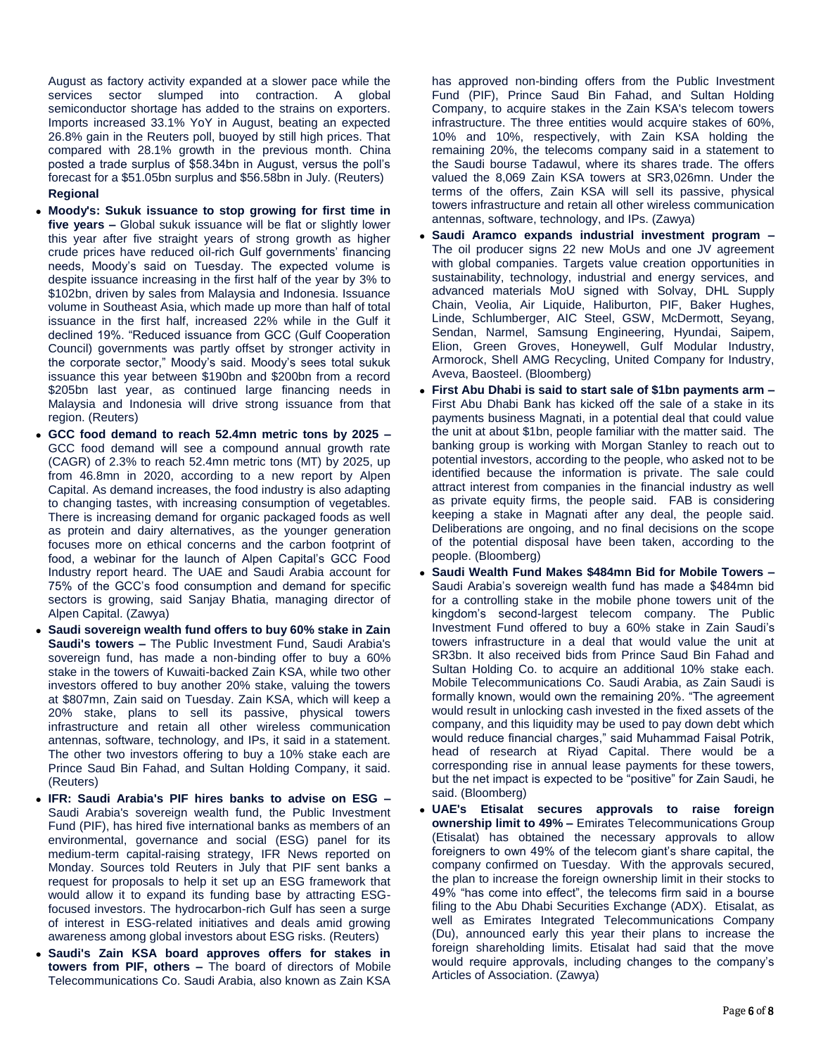August as factory activity expanded at a slower pace while the services sector slumped into contraction. A global semiconductor shortage has added to the strains on exporters. Imports increased 33.1% YoY in August, beating an expected 26.8% gain in the Reuters poll, buoyed by still high prices. That compared with 28.1% growth in the previous month. China posted a trade surplus of $58.34bn in August, versus the poll's forecast for a $51.05bn surplus and $56.58bn in July. (Reuters)

**Regional**

- **Moody's: Sukuk issuance to stop growing for first time in five years –** Global sukuk issuance will be flat or slightly lower this year after five straight years of strong growth as higher crude prices have reduced oil-rich Gulf governments' financing needs, Moody's said on Tuesday. The expected volume is despite issuance increasing in the first half of the year by 3% to $102bn, driven by sales from Malaysia and Indonesia. Issuance volume in Southeast Asia, which made up more than half of total issuance in the first half, increased 22% while in the Gulf it declined 19%. "Reduced issuance from GCC (Gulf Cooperation Council) governments was partly offset by stronger activity in the corporate sector," Moody's said. Moody's sees total sukuk issuance this year between $190bn and $200bn from a record $205bn last year, as continued large financing needs in Malaysia and Indonesia will drive strong issuance from that region. (Reuters)
- **GCC food demand to reach 52.4mn metric tons by 2025 –** GCC food demand will see a compound annual growth rate (CAGR) of 2.3% to reach 52.4mn metric tons (MT) by 2025, up from 46.8mn in 2020, according to a new report by Alpen Capital. As demand increases, the food industry is also adapting to changing tastes, with increasing consumption of vegetables. There is increasing demand for organic packaged foods as well as protein and dairy alternatives, as the younger generation focuses more on ethical concerns and the carbon footprint of food, a webinar for the launch of Alpen Capital's GCC Food Industry report heard. The UAE and Saudi Arabia account for 75% of the GCC's food consumption and demand for specific sectors is growing, said Sanjay Bhatia, managing director of Alpen Capital. (Zawya)
- **Saudi sovereign wealth fund offers to buy 60% stake in Zain Saudi's towers –** The Public Investment Fund, Saudi Arabia's sovereign fund, has made a non-binding offer to buy a 60% stake in the towers of Kuwaiti-backed Zain KSA, while two other investors offered to buy another 20% stake, valuing the towers at $807mn, Zain said on Tuesday. Zain KSA, which will keep a 20% stake, plans to sell its passive, physical towers infrastructure and retain all other wireless communication antennas, software, technology, and IPs, it said in a statement. The other two investors offering to buy a 10% stake each are Prince Saud Bin Fahad, and Sultan Holding Company, it said. (Reuters)
- **IFR: Saudi Arabia's PIF hires banks to advise on ESG –** Saudi Arabia's sovereign wealth fund, the Public Investment Fund (PIF), has hired five international banks as members of an environmental, governance and social (ESG) panel for its medium-term capital-raising strategy, IFR News reported on Monday. Sources told Reuters in July that PIF sent banks a request for proposals to help it set up an ESG framework that would allow it to expand its funding base by attracting ESG-focused investors. The hydrocarbon-rich Gulf has seen a surge of interest in ESG-related initiatives and deals amid growing awareness among global investors about ESG risks. (Reuters)
- **Saudi's Zain KSA board approves offers for stakes in towers from PIF, others –** The board of directors of Mobile Telecommunications Co. Saudi Arabia, also known as Zain KSA has approved non-binding offers from the Public Investment Fund (PIF), Prince Saud Bin Fahad, and Sultan Holding Company, to acquire stakes in the Zain KSA's telecom towers infrastructure. The three entities would acquire stakes of 60%, 10% and 10%, respectively, with Zain KSA holding the remaining 20%, the telecoms company said in a statement to the Saudi bourse Tadawul, where its shares trade. The offers valued the 8,069 Zain KSA towers at SR3,026mn. Under the terms of the offers, Zain KSA will sell its passive, physical towers infrastructure and retain all other wireless communication antennas, software, technology, and IPs. (Zawya)
- **Saudi Aramco expands industrial investment program –** The oil producer signs 22 new MoUs and one JV agreement with global companies. Targets value creation opportunities in sustainability, technology, industrial and energy services, and advanced materials MoU signed with Solvay, DHL Supply Chain, Veolia, Air Liquide, Haliburton, PIF, Baker Hughes, Linde, Schlumberger, AIC Steel, GSW, McDermott, Seyang, Sendan, Narmel, Samsung Engineering, Hyundai, Saipem, Elion, Green Groves, Honeywell, Gulf Modular Industry, Armorock, Shell AMG Recycling, United Company for Industry, Aveva, Baosteel. (Bloomberg)
- **First Abu Dhabi is said to start sale of $1bn payments arm –** First Abu Dhabi Bank has kicked off the sale of a stake in its payments business Magnati, in a potential deal that could value the unit at about $1bn, people familiar with the matter said. The banking group is working with Morgan Stanley to reach out to potential investors, according to the people, who asked not to be identified because the information is private. The sale could attract interest from companies in the financial industry as well as private equity firms, the people said. FAB is considering keeping a stake in Magnati after any deal, the people said. Deliberations are ongoing, and no final decisions on the scope of the potential disposal have been taken, according to the people. (Bloomberg)
- **Saudi Wealth Fund Makes $484mn Bid for Mobile Towers –** Saudi Arabia's sovereign wealth fund has made a $484mn bid for a controlling stake in the mobile phone towers unit of the kingdom's second-largest telecom company. The Public Investment Fund offered to buy a 60% stake in Zain Saudi's towers infrastructure in a deal that would value the unit at SR3bn. It also received bids from Prince Saud Bin Fahad and Sultan Holding Co. to acquire an additional 10% stake each. Mobile Telecommunications Co. Saudi Arabia, as Zain Saudi is formally known, would own the remaining 20%. "The agreement would result in unlocking cash invested in the fixed assets of the company, and this liquidity may be used to pay down debt which would reduce financial charges," said Muhammad Faisal Potrik, head of research at Riyad Capital. There would be a corresponding rise in annual lease payments for these towers, but the net impact is expected to be "positive" for Zain Saudi, he said. (Bloomberg)
- **UAE's Etisalat secures approvals to raise foreign ownership limit to 49% –** Emirates Telecommunications Group (Etisalat) has obtained the necessary approvals to allow foreigners to own 49% of the telecom giant's share capital, the company confirmed on Tuesday. With the approvals secured, the plan to increase the foreign ownership limit in their stocks to 49% "has come into effect", the telecoms firm said in a bourse filing to the Abu Dhabi Securities Exchange (ADX). Etisalat, as well as Emirates Integrated Telecommunications Company (Du), announced early this year their plans to increase the foreign shareholding limits. Etisalat had said that the move would require approvals, including changes to the company's Articles of Association. (Zawya)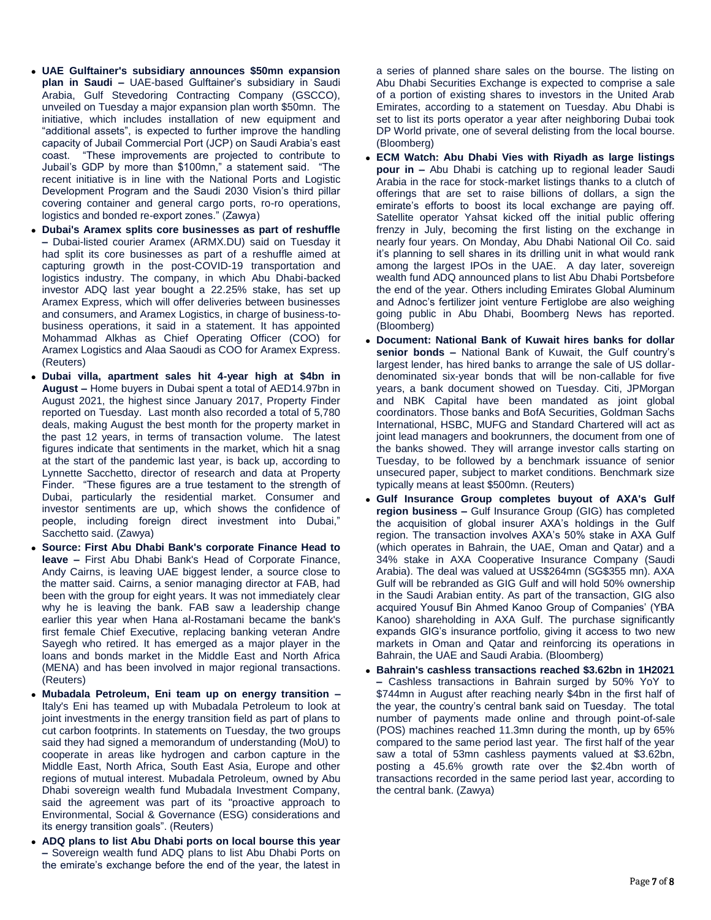- **UAE Gulftainer's subsidiary announces $50mn expansion plan in Saudi –** UAE-based Gulftainer's subsidiary in Saudi Arabia, Gulf Stevedoring Contracting Company (GSCCO), unveiled on Tuesday a major expansion plan worth $50mn. The initiative, which includes installation of new equipment and "additional assets", is expected to further improve the handling capacity of Jubail Commercial Port (JCP) on Saudi Arabia's east coast. "These improvements are projected to contribute to Jubail's GDP by more than $100mn," a statement said. "The recent initiative is in line with the National Ports and Logistic Development Program and the Saudi 2030 Vision's third pillar covering container and general cargo ports, ro-ro operations, logistics and bonded re-export zones." (Zawya)
- **Dubai's Aramex splits core businesses as part of reshuffle –** Dubai-listed courier Aramex (ARMX.DU) said on Tuesday it had split its core businesses as part of a reshuffle aimed at capturing growth in the post-COVID-19 transportation and logistics industry. The company, in which Abu Dhabi-backed investor ADQ last year bought a 22.25% stake, has set up Aramex Express, which will offer deliveries between businesses and consumers, and Aramex Logistics, in charge of business-to-business operations, it said in a statement. It has appointed Mohammad Alkhas as Chief Operating Officer (COO) for Aramex Logistics and Alaa Saoudi as COO for Aramex Express. (Reuters)
- **Dubai villa, apartment sales hit 4-year high at $4bn in August –** Home buyers in Dubai spent a total of AED14.97bn in August 2021, the highest since January 2017, Property Finder reported on Tuesday. Last month also recorded a total of 5,780 deals, making August the best month for the property market in the past 12 years, in terms of transaction volume. The latest figures indicate that sentiments in the market, which hit a snag at the start of the pandemic last year, is back up, according to Lynnette Sacchetto, director of research and data at Property Finder. "These figures are a true testament to the strength of Dubai, particularly the residential market. Consumer and investor sentiments are up, which shows the confidence of people, including foreign direct investment into Dubai," Sacchetto said. (Zawya)
- **Source: First Abu Dhabi Bank's corporate Finance Head to leave –** First Abu Dhabi Bank's Head of Corporate Finance, Andy Cairns, is leaving UAE biggest lender, a source close to the matter said. Cairns, a senior managing director at FAB, had been with the group for eight years. It was not immediately clear why he is leaving the bank. FAB saw a leadership change earlier this year when Hana al-Rostamani became the bank's first female Chief Executive, replacing banking veteran Andre Sayegh who retired. It has emerged as a major player in the loans and bonds market in the Middle East and North Africa (MENA) and has been involved in major regional transactions. (Reuters)
- **Mubadala Petroleum, Eni team up on energy transition –** Italy's Eni has teamed up with Mubadala Petroleum to look at joint investments in the energy transition field as part of plans to cut carbon footprints. In statements on Tuesday, the two groups said they had signed a memorandum of understanding (MoU) to cooperate in areas like hydrogen and carbon capture in the Middle East, North Africa, South East Asia, Europe and other regions of mutual interest. Mubadala Petroleum, owned by Abu Dhabi sovereign wealth fund Mubadala Investment Company, said the agreement was part of its "proactive approach to Environmental, Social & Governance (ESG) considerations and its energy transition goals". (Reuters)
- **ADQ plans to list Abu Dhabi ports on local bourse this year –** Sovereign wealth fund ADQ plans to list Abu Dhabi Ports on the emirate's exchange before the end of the year, the latest in a series of planned share sales on the bourse. The listing on Abu Dhabi Securities Exchange is expected to comprise a sale of a portion of existing shares to investors in the United Arab Emirates, according to a statement on Tuesday. Abu Dhabi is set to list its ports operator a year after neighboring Dubai took DP World private, one of several delisting from the local bourse. (Bloomberg)
- **ECM Watch: Abu Dhabi Vies with Riyadh as large listings pour in –** Abu Dhabi is catching up to regional leader Saudi Arabia in the race for stock-market listings thanks to a clutch of offerings that are set to raise billions of dollars, a sign the emirate's efforts to boost its local exchange are paying off. Satellite operator Yahsat kicked off the initial public offering frenzy in July, becoming the first listing on the exchange in nearly four years. On Monday, Abu Dhabi National Oil Co. said it's planning to sell shares in its drilling unit in what would rank among the largest IPOs in the UAE. A day later, sovereign wealth fund ADQ announced plans to list Abu Dhabi Portsbefore the end of the year. Others including Emirates Global Aluminum and Adnoc's fertilizer joint venture Fertiglobe are also weighing going public in Abu Dhabi, Boomberg News has reported. (Bloomberg)
- **Document: National Bank of Kuwait hires banks for dollar senior bonds –** National Bank of Kuwait, the Gulf country's largest lender, has hired banks to arrange the sale of US dollar-denominated six-year bonds that will be non-callable for five years, a bank document showed on Tuesday. Citi, JPMorgan and NBK Capital have been mandated as joint global coordinators. Those banks and BofA Securities, Goldman Sachs International, HSBC, MUFG and Standard Chartered will act as joint lead managers and bookrunners, the document from one of the banks showed. They will arrange investor calls starting on Tuesday, to be followed by a benchmark issuance of senior unsecured paper, subject to market conditions. Benchmark size typically means at least $500mn. (Reuters)
- **Gulf Insurance Group completes buyout of AXA's Gulf region business –** Gulf Insurance Group (GIG) has completed the acquisition of global insurer AXA's holdings in the Gulf region. The transaction involves AXA's 50% stake in AXA Gulf (which operates in Bahrain, the UAE, Oman and Qatar) and a 34% stake in AXA Cooperative Insurance Company (Saudi Arabia). The deal was valued at US$264mn (SG$355 mn). AXA Gulf will be rebranded as GIG Gulf and will hold 50% ownership in the Saudi Arabian entity. As part of the transaction, GIG also acquired Yousuf Bin Ahmed Kanoo Group of Companies' (YBA Kanoo) shareholding in AXA Gulf. The purchase significantly expands GIG's insurance portfolio, giving it access to two new markets in Oman and Qatar and reinforcing its operations in Bahrain, the UAE and Saudi Arabia. (Bloomberg)
- **Bahrain's cashless transactions reached $3.62bn in 1H2021 –** Cashless transactions in Bahrain surged by 50% YoY to $744mn in August after reaching nearly $4bn in the first half of the year, the country's central bank said on Tuesday. The total number of payments made online and through point-of-sale (POS) machines reached 11.3mn during the month, up by 65% compared to the same period last year. The first half of the year saw a total of 53mn cashless payments valued at $3.62bn, posting a 45.6% growth rate over the $2.4bn worth of transactions recorded in the same period last year, according to the central bank. (Zawya)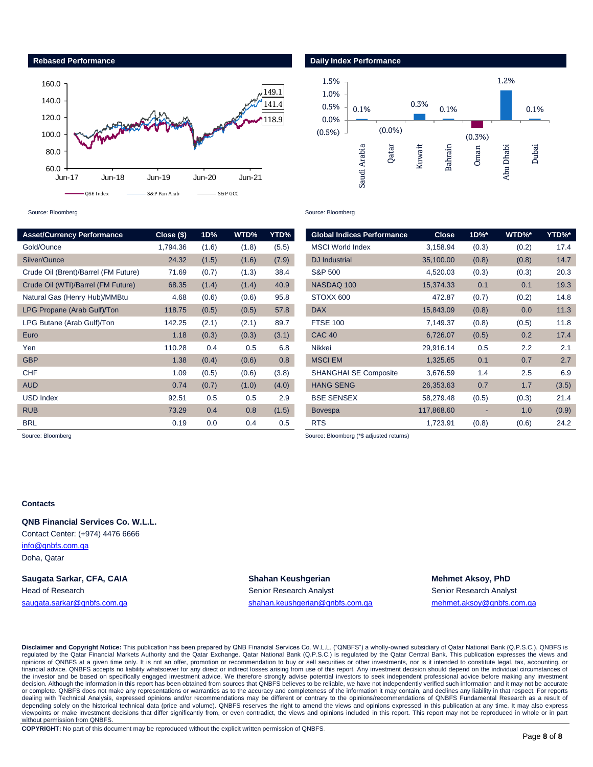### Rebased Performance

160.0
140.0
120.0
100.0
80.0
60.0
Jun-17
Jun-18
Jun-19
Jun-20
Jun-21
149.1
141.4
118.9
QSE Index
S&P Pan Arab
S&P GCC

Source: Bloomberg

### Daily Index Performance

1.5%
1.0%
0.5%
0.0%
(0.5%)
0.1%
(0.0%)
0.3%
0.1%
(0.3%)
1.2%
0.1%
Saudi Arabia
Qatar
Kuwait
Bahrain
Oman
Abu Dhabi
Dubai

Source: Bloomberg

| Asset/Currency Performance | Close ($) | 1D% | WTD% | YTD% |
|---|---|---|---|---|
| Gold/Ounce | 1,794.36 | (1.6) | (1.8) | (5.5) |
| Silver/Ounce | 24.32 | (1.5) | (1.6) | (7.9) |
| Crude Oil (Brent)/Barrel (FM Future) | 71.69 | (0.7) | (1.3) | 38.4 |
| Crude Oil (WTI)/Barrel (FM Future) | 68.35 | (1.4) | (1.4) | 40.9 |
| Natural Gas (Henry Hub)/MMBtu | 4.68 | (0.6) | (0.6) | 95.8 |
| LPG Propane (Arab Gulf)/Ton | 118.75 | (0.5) | (0.5) | 57.8 |
| LPG Butane (Arab Gulf)/Ton | 142.25 | (2.1) | (2.1) | 89.7 |
| Euro | 1.18 | (0.3) | (0.3) | (3.1) |
| Yen | 110.28 | 0.4 | 0.5 | 6.8 |
| GBP | 1.38 | (0.4) | (0.6) | 0.8 |
| CHF | 1.09 | (0.5) | (0.6) | (3.8) |
| AUD | 0.74 | (0.7) | (1.0) | (4.0) |
| USD Index | 92.51 | 0.5 | 0.5 | 2.9 |
| RUB | 73.29 | 0.4 | 0.8 | (1.5) |
| BRL | 0.19 | 0.0 | 0.4 | 0.5 |

Source: Bloomberg

| Global Indices Performance | Close | 1D%* | WTD%* | YTD%* |
|---|---|---|---|---|
| MSCI World Index | 3,158.94 | (0.3) | (0.2) | 17.4 |
| DJ Industrial | 35,100.00 | (0.8) | (0.8) | 14.7 |
| S&P 500 | 4,520.03 | (0.3) | (0.3) | 20.3 |
| NASDAQ 100 | 15,374.33 | 0.1 | 0.1 | 19.3 |
| STOXX 600 | 472.87 | (0.7) | (0.2) | 14.8 |
| DAX | 15,843.09 | (0.8) | 0.0 | 11.3 |
| FTSE 100 | 7,149.37 | (0.8) | (0.5) | 11.8 |
| CAC 40 | 6,726.07 | (0.5) | 0.2 | 17.4 |
| Nikkei | 29,916.14 | 0.5 | 2.2 | 2.1 |
| MSCI EM | 1,325.65 | 0.1 | 0.7 | 2.7 |
| SHANGHAI SE Composite | 3,676.59 | 1.4 | 2.5 | 6.9 |
| HANG SENG | 26,353.63 | 0.7 | 1.7 | (3.5) |
| BSE SENSEX | 58,279.48 | (0.5) | (0.3) | 21.4 |
| Bovespa | 117,868.60 | - | 1.0 | (0.9) |
| RTS | 1,723.91 | (0.8) | (0.6) | 24.2 |

Source: Bloomberg (*$ adjusted returns)

**Contacts**

**QNB Financial Services Co. W.L.L.**
Contact Center: (+974) 4476 6666
info@qnbfs.com.qa
Doha, Qatar

**Saugata Sarkar, CFA, CAIA**
Head of Research
saugata.sarkar@qnbfs.com.qa

**Shahan Keushgerian**
Senior Research Analyst
shahan.keushgerian@qnbfs.com.qa

**Mehmet Aksoy, PhD**
Senior Research Analyst
mehmet.aksoy@qnbfs.com.qa

**Disclaimer and Copyright Notice:** This publication has been prepared by QNB Financial Services Co. W.L.L. ("QNBFS") a wholly-owned subsidiary of Qatar National Bank (Q.P.S.C.). QNBFS is regulated by the Qatar Financial Markets Authority and the Qatar Exchange. Qatar National Bank (Q.P.S.C.) is regulated by the Qatar Central Bank. This publication expresses the views and opinions of QNBFS at a given time only. It is not an offer, promotion or recommendation to buy or sell securities or other investments, nor is it intended to constitute legal, tax, accounting, or financial advice. QNBFS accepts no liability whatsoever for any direct or indirect losses arising from use of this report. Any investment decision should depend on the individual circumstances of the investor and be based on specifically engaged investment advice. We therefore strongly advise potential investors to seek independent professional advice before making any investment decision. Although the information in this report has been obtained from sources that QNBFS believes to be reliable, we have not independently verified such information and it may not be accurate or complete. QNBFS does not make any representations or warranties as to the accuracy and completeness of the information it may contain, and declines any liability in that respect. For reports dealing with Technical Analysis, expressed opinions and/or recommendations may be different or contrary to the opinions/recommendations of QNBFS Fundamental Research as a result of depending solely on the historical technical data (price and volume). QNBFS reserves the right to amend the views and opinions expressed in this publication at any time. It may also express viewpoints or make investment decisions that differ significantly from, or even contradict, the views and opinions included in this report. This report may not be reproduced in whole or in part without permission from QNBFS.

**COPYRIGHT:** No part of this document may be reproduced without the explicit written permission of QNBFS.